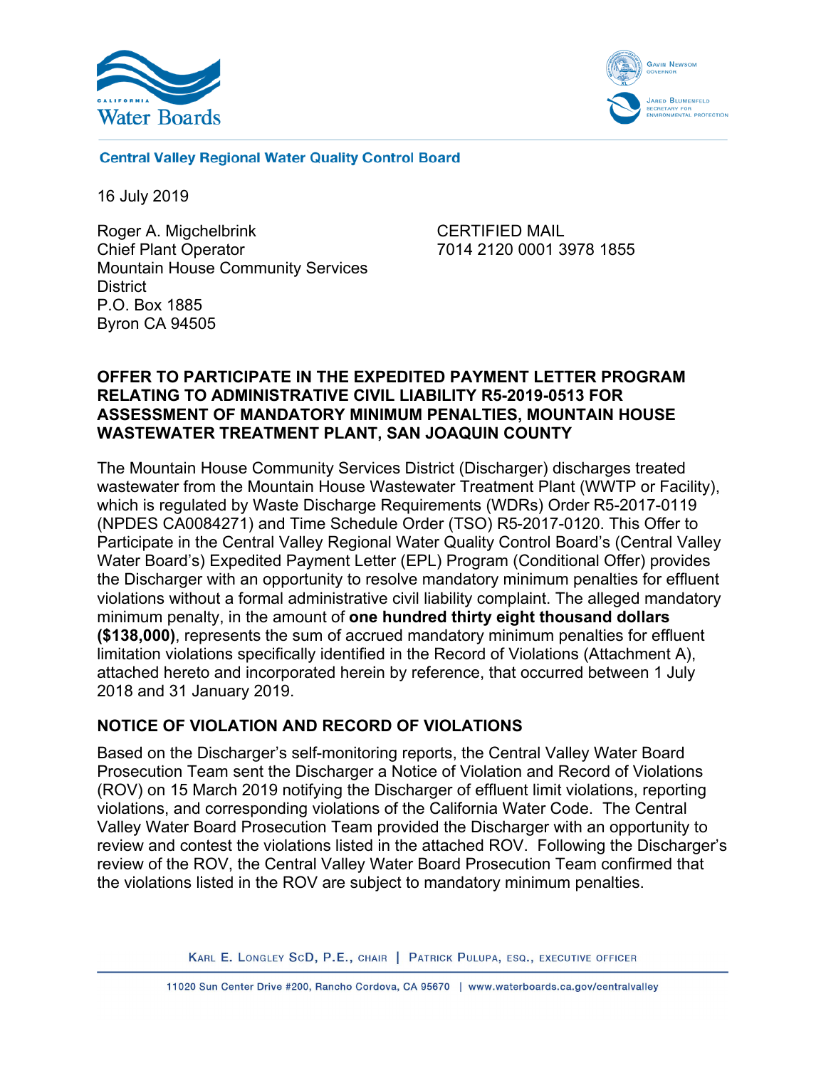Central Valley Regional Water Quality Control Board

16 July 2019

Roger A. Migchelbrink
Chief Plant Operator
Mountain House Community Services District
P.O. Box 1885
Byron CA 94505

CERTIFIED MAIL
7014 2120 0001 3978 1855

**OFFER TO PARTICIPATE IN THE EXPEDITED PAYMENT LETTER PROGRAM RELATING TO ADMINISTRATIVE CIVIL LIABILITY R5-2019-0513 FOR ASSESSMENT OF MANDATORY MINIMUM PENALTIES, MOUNTAIN HOUSE WASTEWATER TREATMENT PLANT, SAN JOAQUIN COUNTY**

The Mountain House Community Services District (Discharger) discharges treated wastewater from the Mountain House Wastewater Treatment Plant (WWTP or Facility), which is regulated by Waste Discharge Requirements (WDRs) Order R5-2017-0119 (NPDES CA0084271) and Time Schedule Order (TSO) R5-2017-0120. This Offer to Participate in the Central Valley Regional Water Quality Control Board's (Central Valley Water Board's) Expedited Payment Letter (EPL) Program (Conditional Offer) provides the Discharger with an opportunity to resolve mandatory minimum penalties for effluent violations without a formal administrative civil liability complaint. The alleged mandatory minimum penalty, in the amount of **one hundred thirty eight thousand dollars ($138,000)**, represents the sum of accrued mandatory minimum penalties for effluent limitation violations specifically identified in the Record of Violations (Attachment A), attached hereto and incorporated herein by reference, that occurred between 1 July 2018 and 31 January 2019.

## NOTICE OF VIOLATION AND RECORD OF VIOLATIONS

Based on the Discharger's self-monitoring reports, the Central Valley Water Board Prosecution Team sent the Discharger a Notice of Violation and Record of Violations (ROV) on 15 March 2019 notifying the Discharger of effluent limit violations, reporting violations, and corresponding violations of the California Water Code. The Central Valley Water Board Prosecution Team provided the Discharger with an opportunity to review and contest the violations listed in the attached ROV. Following the Discharger's review of the ROV, the Central Valley Water Board Prosecution Team confirmed that the violations listed in the ROV are subject to mandatory minimum penalties.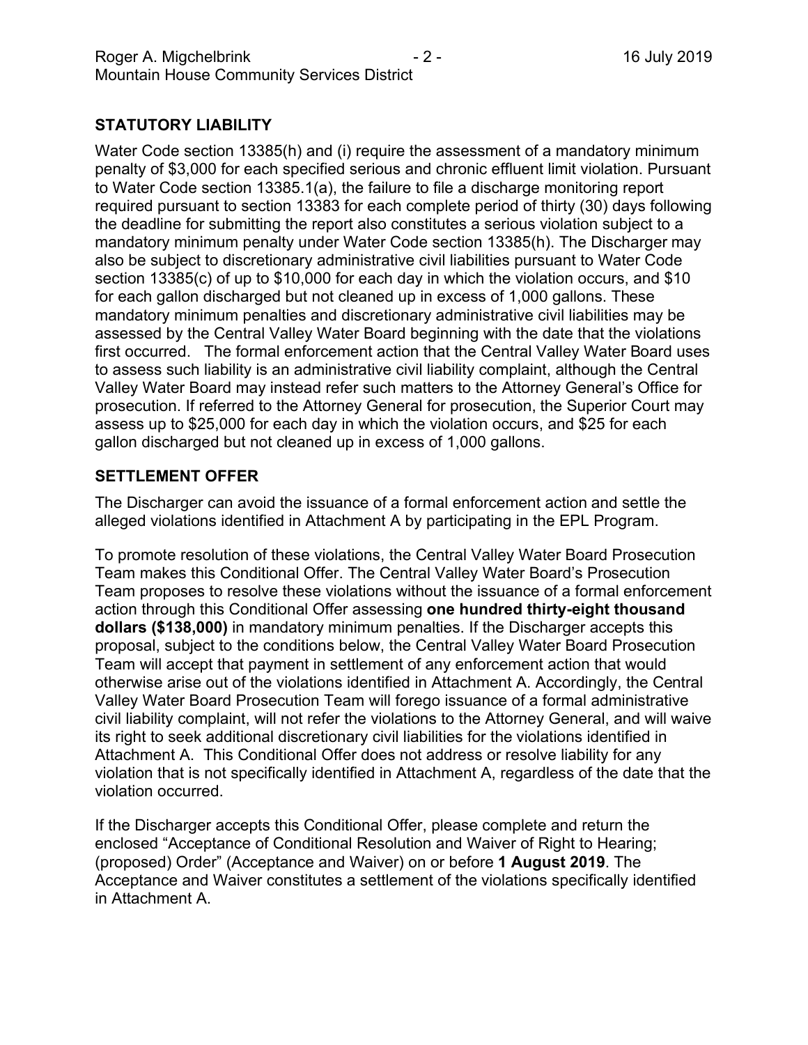## STATUTORY LIABILITY

Water Code section 13385(h) and (i) require the assessment of a mandatory minimum penalty of $3,000 for each specified serious and chronic effluent limit violation. Pursuant to Water Code section 13385.1(a), the failure to file a discharge monitoring report required pursuant to section 13383 for each complete period of thirty (30) days following the deadline for submitting the report also constitutes a serious violation subject to a mandatory minimum penalty under Water Code section 13385(h). The Discharger may also be subject to discretionary administrative civil liabilities pursuant to Water Code section 13385(c) of up to $10,000 for each day in which the violation occurs, and $10 for each gallon discharged but not cleaned up in excess of 1,000 gallons. These mandatory minimum penalties and discretionary administrative civil liabilities may be assessed by the Central Valley Water Board beginning with the date that the violations first occurred. The formal enforcement action that the Central Valley Water Board uses to assess such liability is an administrative civil liability complaint, although the Central Valley Water Board may instead refer such matters to the Attorney General's Office for prosecution. If referred to the Attorney General for prosecution, the Superior Court may assess up to $25,000 for each day in which the violation occurs, and $25 for each gallon discharged but not cleaned up in excess of 1,000 gallons.

## SETTLEMENT OFFER

The Discharger can avoid the issuance of a formal enforcement action and settle the alleged violations identified in Attachment A by participating in the EPL Program.

To promote resolution of these violations, the Central Valley Water Board Prosecution Team makes this Conditional Offer. The Central Valley Water Board's Prosecution Team proposes to resolve these violations without the issuance of a formal enforcement action through this Conditional Offer assessing **one hundred thirty-eight thousand dollars ($138,000)** in mandatory minimum penalties. If the Discharger accepts this proposal, subject to the conditions below, the Central Valley Water Board Prosecution Team will accept that payment in settlement of any enforcement action that would otherwise arise out of the violations identified in Attachment A. Accordingly, the Central Valley Water Board Prosecution Team will forego issuance of a formal administrative civil liability complaint, will not refer the violations to the Attorney General, and will waive its right to seek additional discretionary civil liabilities for the violations identified in Attachment A. This Conditional Offer does not address or resolve liability for any violation that is not specifically identified in Attachment A, regardless of the date that the violation occurred.

If the Discharger accepts this Conditional Offer, please complete and return the enclosed "Acceptance of Conditional Resolution and Waiver of Right to Hearing; (proposed) Order" (Acceptance and Waiver) on or before **1 August 2019**. The Acceptance and Waiver constitutes a settlement of the violations specifically identified in Attachment A.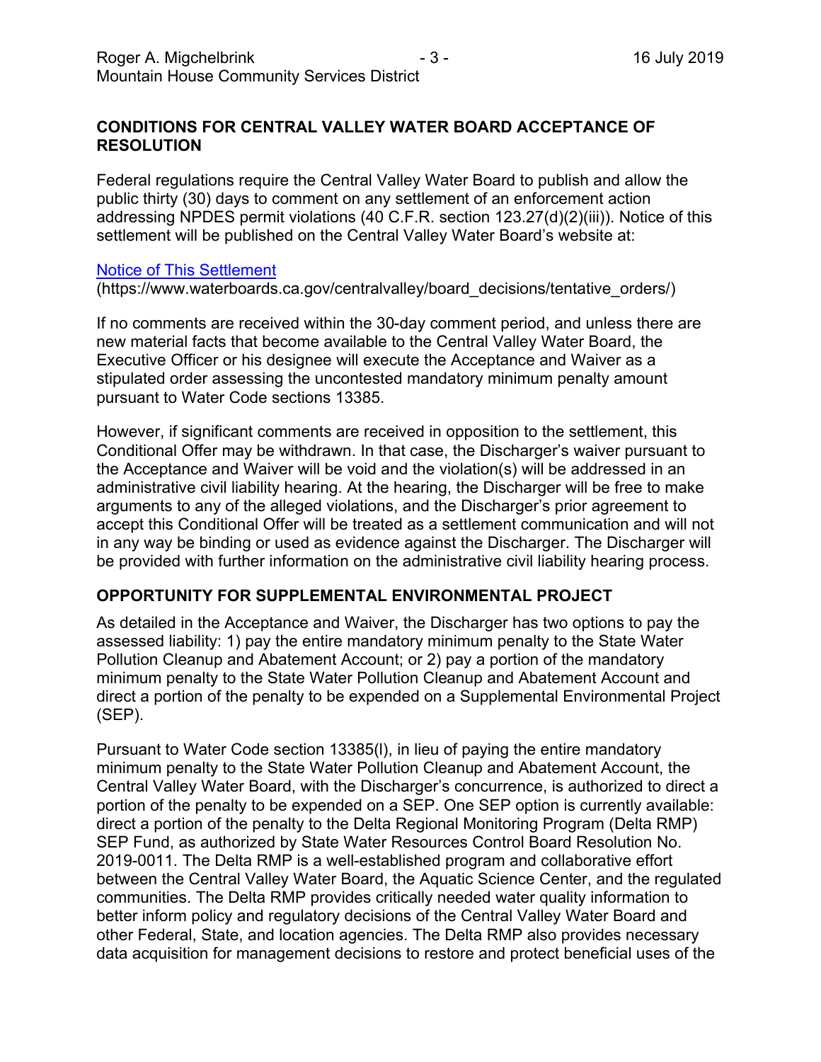## CONDITIONS FOR CENTRAL VALLEY WATER BOARD ACCEPTANCE OF RESOLUTION

Federal regulations require the Central Valley Water Board to publish and allow the public thirty (30) days to comment on any settlement of an enforcement action addressing NPDES permit violations (40 C.F.R. section 123.27(d)(2)(iii)). Notice of this settlement will be published on the Central Valley Water Board's website at:

[Notice of This Settlement](https://www.waterboards.ca.gov/centralvalley/board_decisions/tentative_orders/)
(https://www.waterboards.ca.gov/centralvalley/board_decisions/tentative_orders/)

If no comments are received within the 30-day comment period, and unless there are new material facts that become available to the Central Valley Water Board, the Executive Officer or his designee will execute the Acceptance and Waiver as a stipulated order assessing the uncontested mandatory minimum penalty amount pursuant to Water Code sections 13385.

However, if significant comments are received in opposition to the settlement, this Conditional Offer may be withdrawn. In that case, the Discharger's waiver pursuant to the Acceptance and Waiver will be void and the violation(s) will be addressed in an administrative civil liability hearing. At the hearing, the Discharger will be free to make arguments to any of the alleged violations, and the Discharger's prior agreement to accept this Conditional Offer will be treated as a settlement communication and will not in any way be binding or used as evidence against the Discharger. The Discharger will be provided with further information on the administrative civil liability hearing process.

## OPPORTUNITY FOR SUPPLEMENTAL ENVIRONMENTAL PROJECT

As detailed in the Acceptance and Waiver, the Discharger has two options to pay the assessed liability: 1) pay the entire mandatory minimum penalty to the State Water Pollution Cleanup and Abatement Account; or 2) pay a portion of the mandatory minimum penalty to the State Water Pollution Cleanup and Abatement Account and direct a portion of the penalty to be expended on a Supplemental Environmental Project (SEP).

Pursuant to Water Code section 13385(l), in lieu of paying the entire mandatory minimum penalty to the State Water Pollution Cleanup and Abatement Account, the Central Valley Water Board, with the Discharger's concurrence, is authorized to direct a portion of the penalty to be expended on a SEP. One SEP option is currently available: direct a portion of the penalty to the Delta Regional Monitoring Program (Delta RMP) SEP Fund, as authorized by State Water Resources Control Board Resolution No. 2019-0011. The Delta RMP is a well-established program and collaborative effort between the Central Valley Water Board, the Aquatic Science Center, and the regulated communities. The Delta RMP provides critically needed water quality information to better inform policy and regulatory decisions of the Central Valley Water Board and other Federal, State, and location agencies. The Delta RMP also provides necessary data acquisition for management decisions to restore and protect beneficial uses of the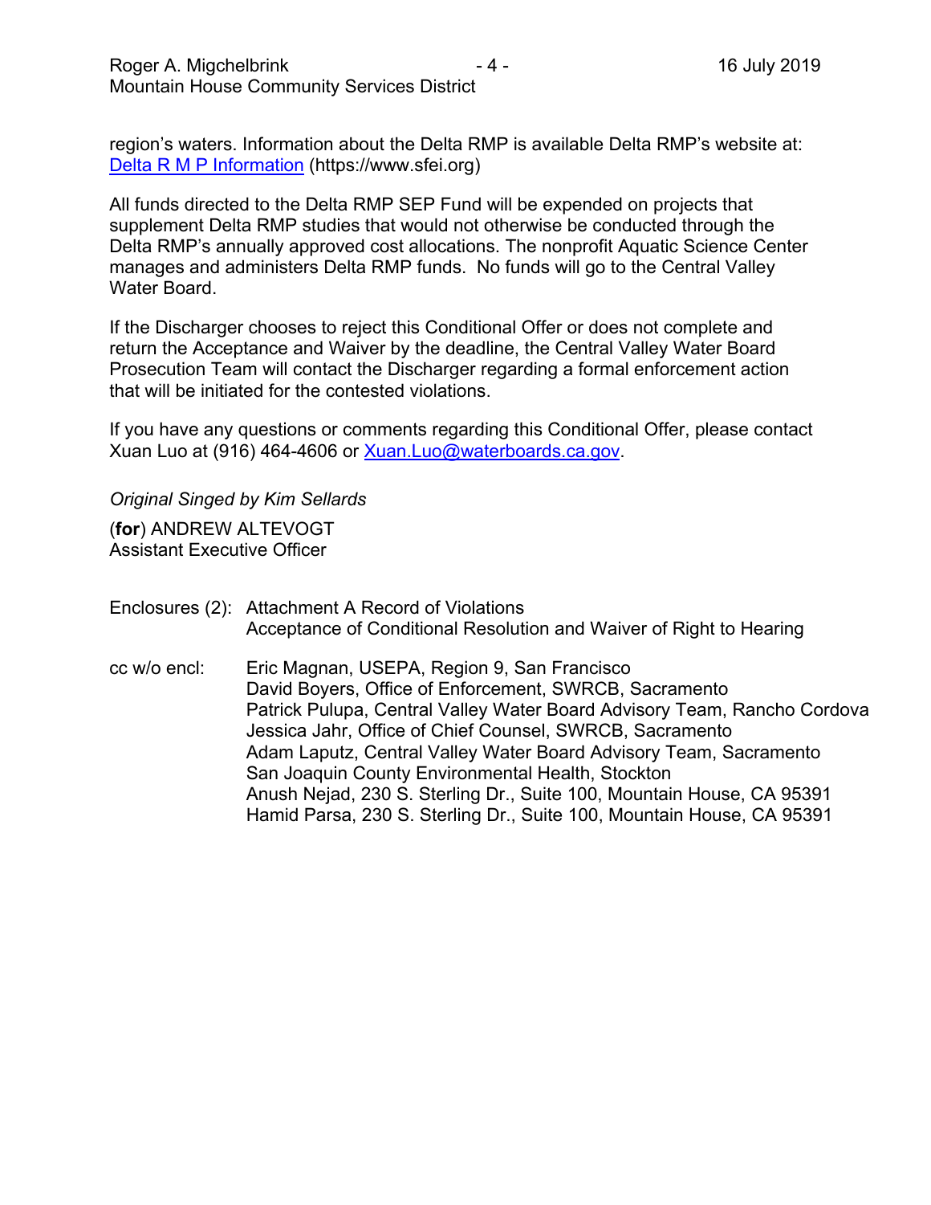region's waters. Information about the Delta RMP is available Delta RMP's website at: [Delta R M P Information](https://www.sfei.org) (https://www.sfei.org)

All funds directed to the Delta RMP SEP Fund will be expended on projects that supplement Delta RMP studies that would not otherwise be conducted through the Delta RMP's annually approved cost allocations. The nonprofit Aquatic Science Center manages and administers Delta RMP funds. No funds will go to the Central Valley Water Board.

If the Discharger chooses to reject this Conditional Offer or does not complete and return the Acceptance and Waiver by the deadline, the Central Valley Water Board Prosecution Team will contact the Discharger regarding a formal enforcement action that will be initiated for the contested violations.

If you have any questions or comments regarding this Conditional Offer, please contact Xuan Luo at (916) 464-4606 or Xuan.Luo@waterboards.ca.gov.

*Original Singed by Kim Sellards*

(**for**) ANDREW ALTEVOGT
Assistant Executive Officer

Enclosures (2): Attachment A Record of Violations
Acceptance of Conditional Resolution and Waiver of Right to Hearing

cc w/o encl: Eric Magnan, USEPA, Region 9, San Francisco
David Boyers, Office of Enforcement, SWRCB, Sacramento
Patrick Pulupa, Central Valley Water Board Advisory Team, Rancho Cordova
Jessica Jahr, Office of Chief Counsel, SWRCB, Sacramento
Adam Laputz, Central Valley Water Board Advisory Team, Sacramento
San Joaquin County Environmental Health, Stockton
Anush Nejad, 230 S. Sterling Dr., Suite 100, Mountain House, CA 95391
Hamid Parsa, 230 S. Sterling Dr., Suite 100, Mountain House, CA 95391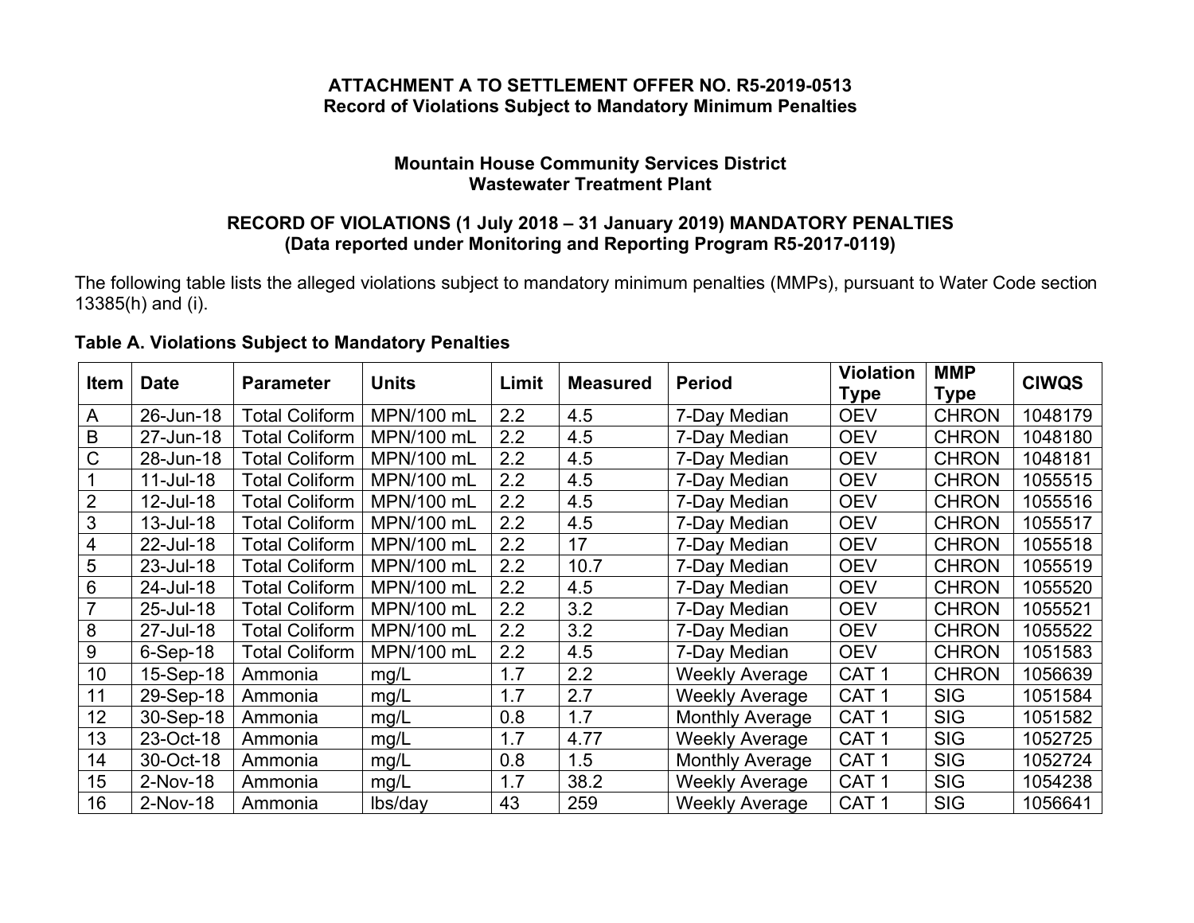**ATTACHMENT A TO SETTLEMENT OFFER NO. R5-2019-0513**
**Record of Violations Subject to Mandatory Minimum Penalties**

**Mountain House Community Services District**
**Wastewater Treatment Plant**

**RECORD OF VIOLATIONS (1 July 2018 – 31 January 2019) MANDATORY PENALTIES**
**(Data reported under Monitoring and Reporting Program R5-2017-0119)**

The following table lists the alleged violations subject to mandatory minimum penalties (MMPs), pursuant to Water Code section 13385(h) and (i).

**Table A. Violations Subject to Mandatory Penalties**

| Item | Date | Parameter | Units | Limit | Measured | Period | Violation Type | MMP Type | CIWQS |
|---|---|---|---|---|---|---|---|---|---|
| A | 26-Jun-18 | Total Coliform | MPN/100 mL | 2.2 | 4.5 | 7-Day Median | OEV | CHRON | 1048179 |
| B | 27-Jun-18 | Total Coliform | MPN/100 mL | 2.2 | 4.5 | 7-Day Median | OEV | CHRON | 1048180 |
| C | 28-Jun-18 | Total Coliform | MPN/100 mL | 2.2 | 4.5 | 7-Day Median | OEV | CHRON | 1048181 |
| 1 | 11-Jul-18 | Total Coliform | MPN/100 mL | 2.2 | 4.5 | 7-Day Median | OEV | CHRON | 1055515 |
| 2 | 12-Jul-18 | Total Coliform | MPN/100 mL | 2.2 | 4.5 | 7-Day Median | OEV | CHRON | 1055516 |
| 3 | 13-Jul-18 | Total Coliform | MPN/100 mL | 2.2 | 4.5 | 7-Day Median | OEV | CHRON | 1055517 |
| 4 | 22-Jul-18 | Total Coliform | MPN/100 mL | 2.2 | 17 | 7-Day Median | OEV | CHRON | 1055518 |
| 5 | 23-Jul-18 | Total Coliform | MPN/100 mL | 2.2 | 10.7 | 7-Day Median | OEV | CHRON | 1055519 |
| 6 | 24-Jul-18 | Total Coliform | MPN/100 mL | 2.2 | 4.5 | 7-Day Median | OEV | CHRON | 1055520 |
| 7 | 25-Jul-18 | Total Coliform | MPN/100 mL | 2.2 | 3.2 | 7-Day Median | OEV | CHRON | 1055521 |
| 8 | 27-Jul-18 | Total Coliform | MPN/100 mL | 2.2 | 3.2 | 7-Day Median | OEV | CHRON | 1055522 |
| 9 | 6-Sep-18 | Total Coliform | MPN/100 mL | 2.2 | 4.5 | 7-Day Median | OEV | CHRON | 1051583 |
| 10 | 15-Sep-18 | Ammonia | mg/L | 1.7 | 2.2 | Weekly Average | CAT 1 | CHRON | 1056639 |
| 11 | 29-Sep-18 | Ammonia | mg/L | 1.7 | 2.7 | Weekly Average | CAT 1 | SIG | 1051584 |
| 12 | 30-Sep-18 | Ammonia | mg/L | 0.8 | 1.7 | Monthly Average | CAT 1 | SIG | 1051582 |
| 13 | 23-Oct-18 | Ammonia | mg/L | 1.7 | 4.77 | Weekly Average | CAT 1 | SIG | 1052725 |
| 14 | 30-Oct-18 | Ammonia | mg/L | 0.8 | 1.5 | Monthly Average | CAT 1 | SIG | 1052724 |
| 15 | 2-Nov-18 | Ammonia | mg/L | 1.7 | 38.2 | Weekly Average | CAT 1 | SIG | 1054238 |
| 16 | 2-Nov-18 | Ammonia | lbs/day | 43 | 259 | Weekly Average | CAT 1 | SIG | 1056641 |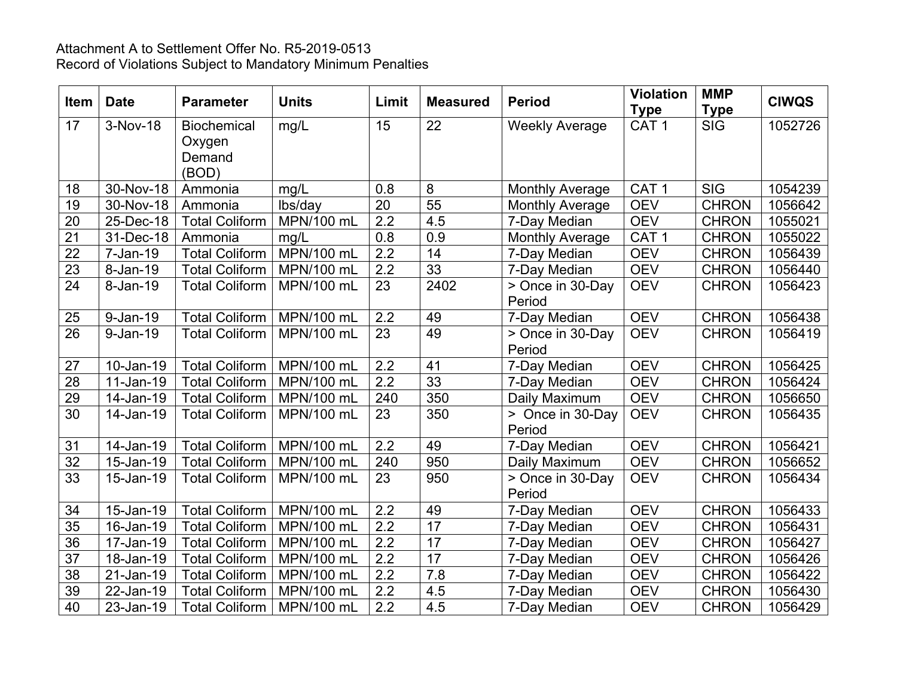Attachment A to Settlement Offer No. R5-2019-0513
Record of Violations Subject to Mandatory Minimum Penalties

| Item | Date | Parameter | Units | Limit | Measured | Period | Violation Type | MMP Type | CIWQS |
|---|---|---|---|---|---|---|---|---|---|
| 17 | 3-Nov-18 | Biochemical Oxygen Demand (BOD) | mg/L | 15 | 22 | Weekly Average | CAT 1 | SIG | 1052726 |
| 18 | 30-Nov-18 | Ammonia | mg/L | 0.8 | 8 | Monthly Average | CAT 1 | SIG | 1054239 |
| 19 | 30-Nov-18 | Ammonia | lbs/day | 20 | 55 | Monthly Average | OEV | CHRON | 1056642 |
| 20 | 25-Dec-18 | Total Coliform | MPN/100 mL | 2.2 | 4.5 | 7-Day Median | OEV | CHRON | 1055021 |
| 21 | 31-Dec-18 | Ammonia | mg/L | 0.8 | 0.9 | Monthly Average | CAT 1 | CHRON | 1055022 |
| 22 | 7-Jan-19 | Total Coliform | MPN/100 mL | 2.2 | 14 | 7-Day Median | OEV | CHRON | 1056439 |
| 23 | 8-Jan-19 | Total Coliform | MPN/100 mL | 2.2 | 33 | 7-Day Median | OEV | CHRON | 1056440 |
| 24 | 8-Jan-19 | Total Coliform | MPN/100 mL | 23 | 2402 | > Once in 30-Day Period | OEV | CHRON | 1056423 |
| 25 | 9-Jan-19 | Total Coliform | MPN/100 mL | 2.2 | 49 | 7-Day Median | OEV | CHRON | 1056438 |
| 26 | 9-Jan-19 | Total Coliform | MPN/100 mL | 23 | 49 | > Once in 30-Day Period | OEV | CHRON | 1056419 |
| 27 | 10-Jan-19 | Total Coliform | MPN/100 mL | 2.2 | 41 | 7-Day Median | OEV | CHRON | 1056425 |
| 28 | 11-Jan-19 | Total Coliform | MPN/100 mL | 2.2 | 33 | 7-Day Median | OEV | CHRON | 1056424 |
| 29 | 14-Jan-19 | Total Coliform | MPN/100 mL | 240 | 350 | Daily Maximum | OEV | CHRON | 1056650 |
| 30 | 14-Jan-19 | Total Coliform | MPN/100 mL | 23 | 350 | > Once in 30-Day Period | OEV | CHRON | 1056435 |
| 31 | 14-Jan-19 | Total Coliform | MPN/100 mL | 2.2 | 49 | 7-Day Median | OEV | CHRON | 1056421 |
| 32 | 15-Jan-19 | Total Coliform | MPN/100 mL | 240 | 950 | Daily Maximum | OEV | CHRON | 1056652 |
| 33 | 15-Jan-19 | Total Coliform | MPN/100 mL | 23 | 950 | > Once in 30-Day Period | OEV | CHRON | 1056434 |
| 34 | 15-Jan-19 | Total Coliform | MPN/100 mL | 2.2 | 49 | 7-Day Median | OEV | CHRON | 1056433 |
| 35 | 16-Jan-19 | Total Coliform | MPN/100 mL | 2.2 | 17 | 7-Day Median | OEV | CHRON | 1056431 |
| 36 | 17-Jan-19 | Total Coliform | MPN/100 mL | 2.2 | 17 | 7-Day Median | OEV | CHRON | 1056427 |
| 37 | 18-Jan-19 | Total Coliform | MPN/100 mL | 2.2 | 17 | 7-Day Median | OEV | CHRON | 1056426 |
| 38 | 21-Jan-19 | Total Coliform | MPN/100 mL | 2.2 | 7.8 | 7-Day Median | OEV | CHRON | 1056422 |
| 39 | 22-Jan-19 | Total Coliform | MPN/100 mL | 2.2 | 4.5 | 7-Day Median | OEV | CHRON | 1056430 |
| 40 | 23-Jan-19 | Total Coliform | MPN/100 mL | 2.2 | 4.5 | 7-Day Median | OEV | CHRON | 1056429 |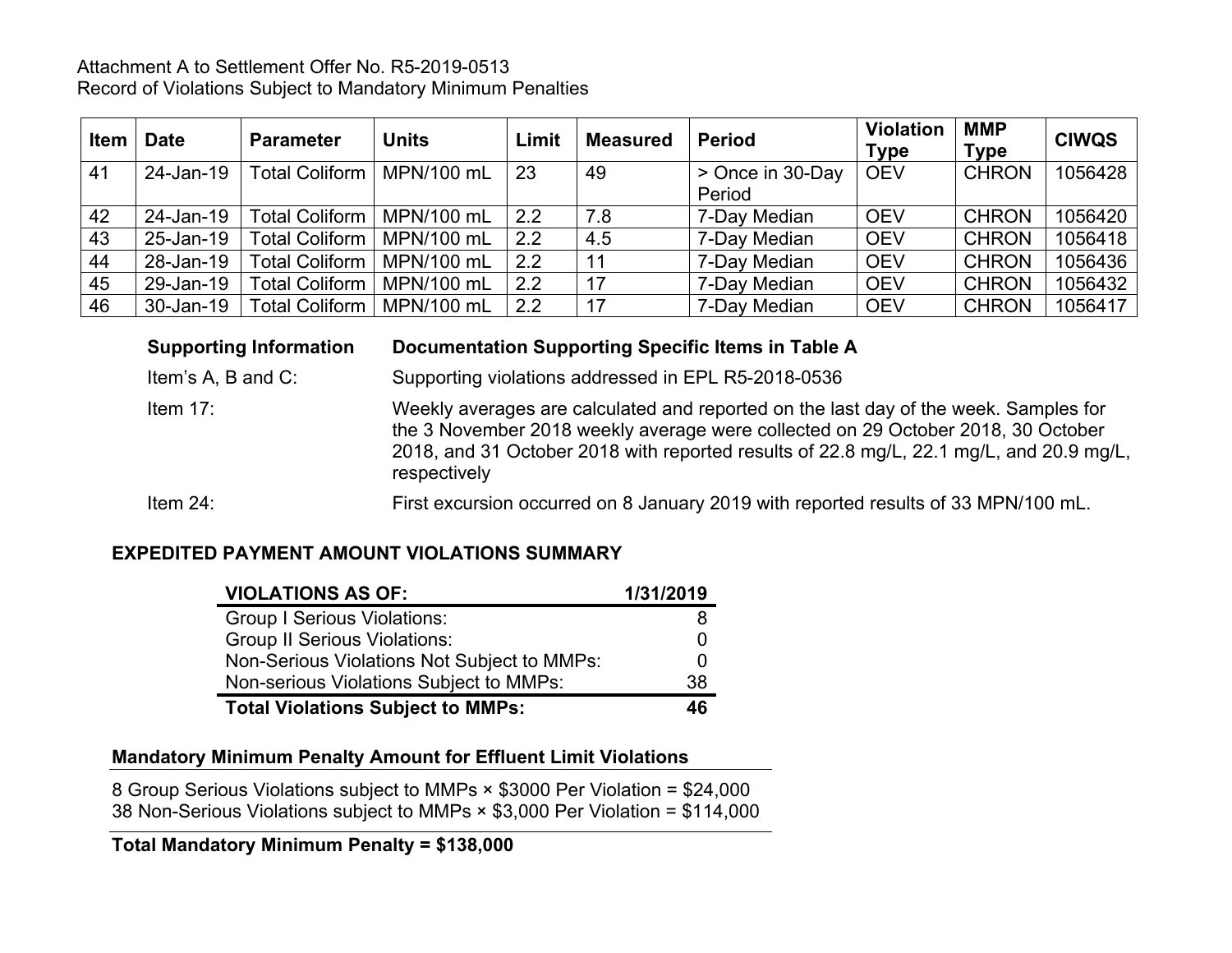Attachment A to Settlement Offer No. R5-2019-0513
Record of Violations Subject to Mandatory Minimum Penalties

| Item | Date | Parameter | Units | Limit | Measured | Period | Violation Type | MMP Type | CIWQS |
|---|---|---|---|---|---|---|---|---|---|
| 41 | 24-Jan-19 | Total Coliform | MPN/100 mL | 23 | 49 | > Once in 30-Day Period | OEV | CHRON | 1056428 |
| 42 | 24-Jan-19 | Total Coliform | MPN/100 mL | 2.2 | 7.8 | 7-Day Median | OEV | CHRON | 1056420 |
| 43 | 25-Jan-19 | Total Coliform | MPN/100 mL | 2.2 | 4.5 | 7-Day Median | OEV | CHRON | 1056418 |
| 44 | 28-Jan-19 | Total Coliform | MPN/100 mL | 2.2 | 11 | 7-Day Median | OEV | CHRON | 1056436 |
| 45 | 29-Jan-19 | Total Coliform | MPN/100 mL | 2.2 | 17 | 7-Day Median | OEV | CHRON | 1056432 |
| 46 | 30-Jan-19 | Total Coliform | MPN/100 mL | 2.2 | 17 | 7-Day Median | OEV | CHRON | 1056417 |

| Supporting Information | Documentation Supporting Specific Items in Table A |
|---|---|
| Item's A, B and C: | Supporting violations addressed in EPL R5-2018-0536 |
| Item 17: | Weekly averages are calculated and reported on the last day of the week. Samples for the 3 November 2018 weekly average were collected on 29 October 2018, 30 October 2018, and 31 October 2018 with reported results of 22.8 mg/L, 22.1 mg/L, and 20.9 mg/L, respectively |
| Item 24: | First excursion occurred on 8 January 2019 with reported results of 33 MPN/100 mL. |

**EXPEDITED PAYMENT AMOUNT VIOLATIONS SUMMARY**

| VIOLATIONS AS OF: | 1/31/2019 |
|---|---|
| Group I Serious Violations: | 8 |
| Group II Serious Violations: | 0 |
| Non-Serious Violations Not Subject to MMPs: | 0 |
| Non-serious Violations Subject to MMPs: | 38 |
| **Total Violations Subject to MMPs:** | **46** |

**Mandatory Minimum Penalty Amount for Effluent Limit Violations**

8 Group Serious Violations subject to MMPs × $3000 Per Violation = $24,000
38 Non-Serious Violations subject to MMPs × $3,000 Per Violation = $114,000

**Total Mandatory Minimum Penalty = $138,000**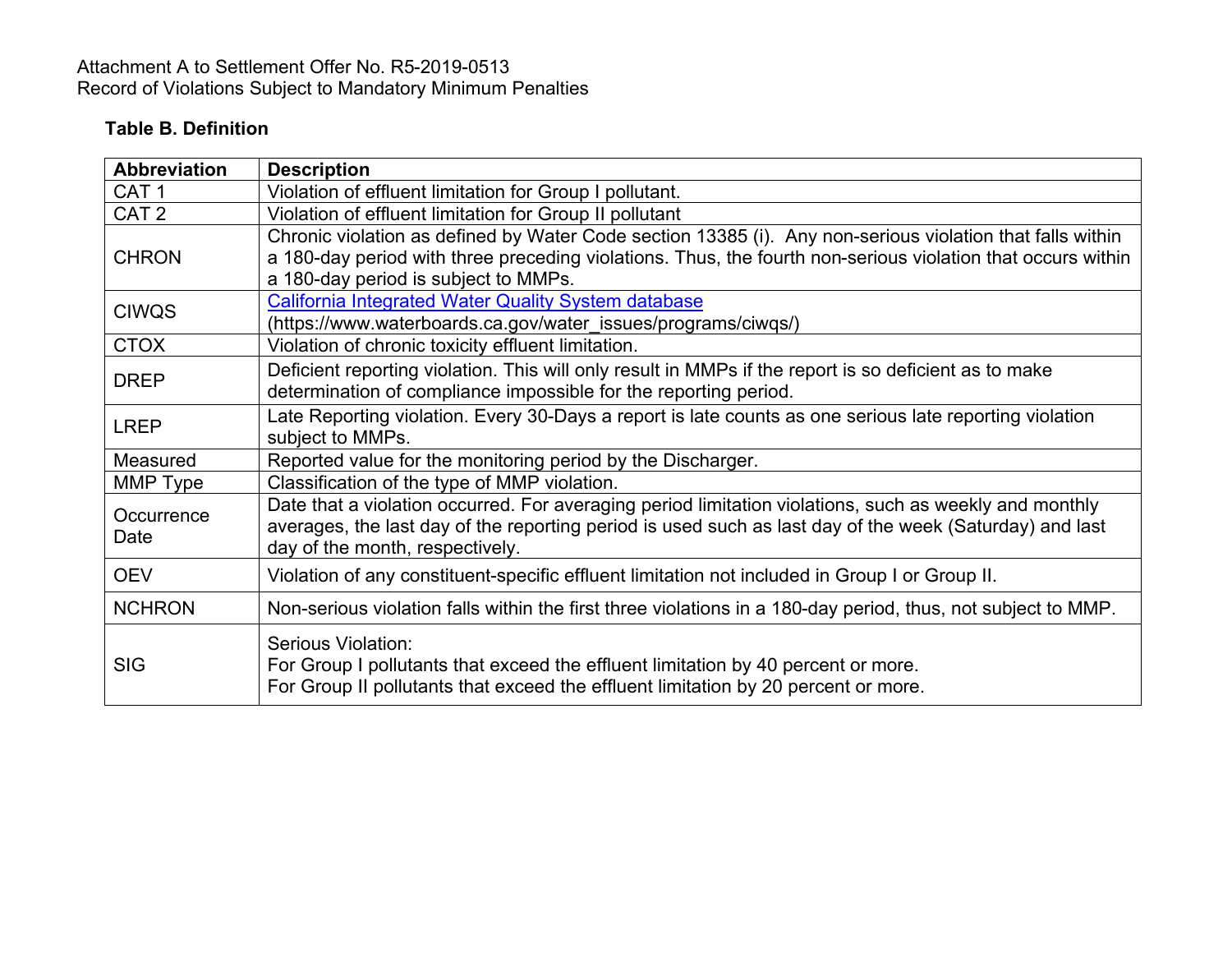Attachment A to Settlement Offer No. R5-2019-0513
Record of Violations Subject to Mandatory Minimum Penalties

**Table B. Definition**

| Abbreviation | Description |
|---|---|
| CAT 1 | Violation of effluent limitation for Group I pollutant. |
| CAT 2 | Violation of effluent limitation for Group II pollutant |
| CHRON | Chronic violation as defined by Water Code section 13385 (i). Any non-serious violation that falls within a 180-day period with three preceding violations. Thus, the fourth non-serious violation that occurs within a 180-day period is subject to MMPs. |
| CIWQS | [California Integrated Water Quality System database](https://www.waterboards.ca.gov/water_issues/programs/ciwqs/) (https://www.waterboards.ca.gov/water_issues/programs/ciwqs/) |
| CTOX | Violation of chronic toxicity effluent limitation. |
| DREP | Deficient reporting violation. This will only result in MMPs if the report is so deficient as to make determination of compliance impossible for the reporting period. |
| LREP | Late Reporting violation. Every 30-Days a report is late counts as one serious late reporting violation subject to MMPs. |
| Measured | Reported value for the monitoring period by the Discharger. |
| MMP Type | Classification of the type of MMP violation. |
| Occurrence Date | Date that a violation occurred. For averaging period limitation violations, such as weekly and monthly averages, the last day of the reporting period is used such as last day of the week (Saturday) and last day of the month, respectively. |
| OEV | Violation of any constituent-specific effluent limitation not included in Group I or Group II. |
| NCHRON | Non-serious violation falls within the first three violations in a 180-day period, thus, not subject to MMP. |
| SIG | Serious Violation:<br>For Group I pollutants that exceed the effluent limitation by 40 percent or more.<br>For Group II pollutants that exceed the effluent limitation by 20 percent or more. |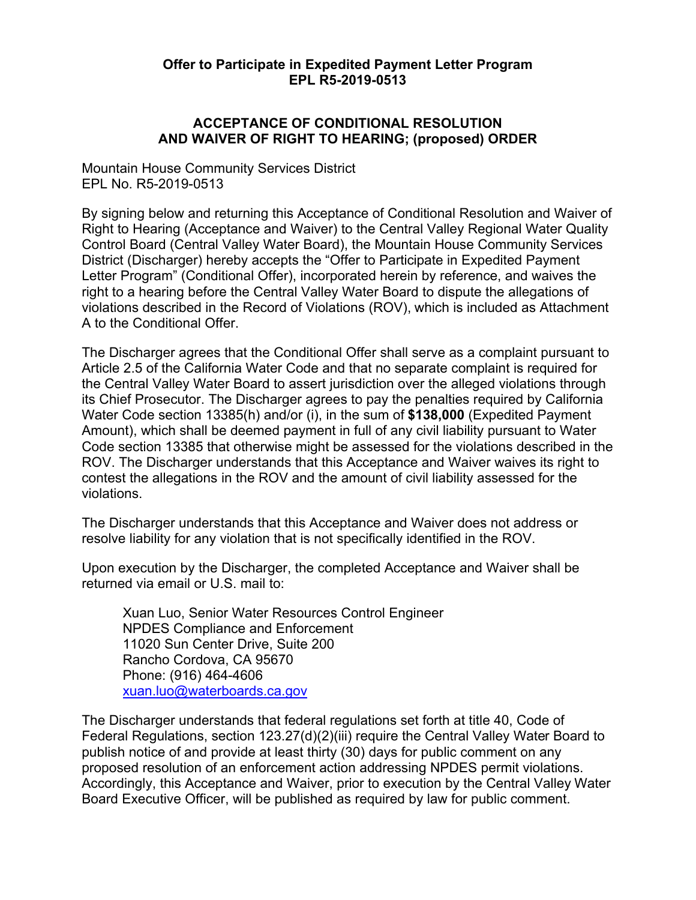**Offer to Participate in Expedited Payment Letter Program**
**EPL R5-2019-0513**

## ACCEPTANCE OF CONDITIONAL RESOLUTION AND WAIVER OF RIGHT TO HEARING; (proposed) ORDER

Mountain House Community Services District
EPL No. R5-2019-0513

By signing below and returning this Acceptance of Conditional Resolution and Waiver of Right to Hearing (Acceptance and Waiver) to the Central Valley Regional Water Quality Control Board (Central Valley Water Board), the Mountain House Community Services District (Discharger) hereby accepts the "Offer to Participate in Expedited Payment Letter Program" (Conditional Offer), incorporated herein by reference, and waives the right to a hearing before the Central Valley Water Board to dispute the allegations of violations described in the Record of Violations (ROV), which is included as Attachment A to the Conditional Offer.

The Discharger agrees that the Conditional Offer shall serve as a complaint pursuant to Article 2.5 of the California Water Code and that no separate complaint is required for the Central Valley Water Board to assert jurisdiction over the alleged violations through its Chief Prosecutor. The Discharger agrees to pay the penalties required by California Water Code section 13385(h) and/or (i), in the sum of **$138,000** (Expedited Payment Amount), which shall be deemed payment in full of any civil liability pursuant to Water Code section 13385 that otherwise might be assessed for the violations described in the ROV. The Discharger understands that this Acceptance and Waiver waives its right to contest the allegations in the ROV and the amount of civil liability assessed for the violations.

The Discharger understands that this Acceptance and Waiver does not address or resolve liability for any violation that is not specifically identified in the ROV.

Upon execution by the Discharger, the completed Acceptance and Waiver shall be returned via email or U.S. mail to:

> Xuan Luo, Senior Water Resources Control Engineer
> NPDES Compliance and Enforcement
> 11020 Sun Center Drive, Suite 200
> Rancho Cordova, CA 95670
> Phone: (916) 464-4606
> xuan.luo@waterboards.ca.gov

The Discharger understands that federal regulations set forth at title 40, Code of Federal Regulations, section 123.27(d)(2)(iii) require the Central Valley Water Board to publish notice of and provide at least thirty (30) days for public comment on any proposed resolution of an enforcement action addressing NPDES permit violations. Accordingly, this Acceptance and Waiver, prior to execution by the Central Valley Water Board Executive Officer, will be published as required by law for public comment.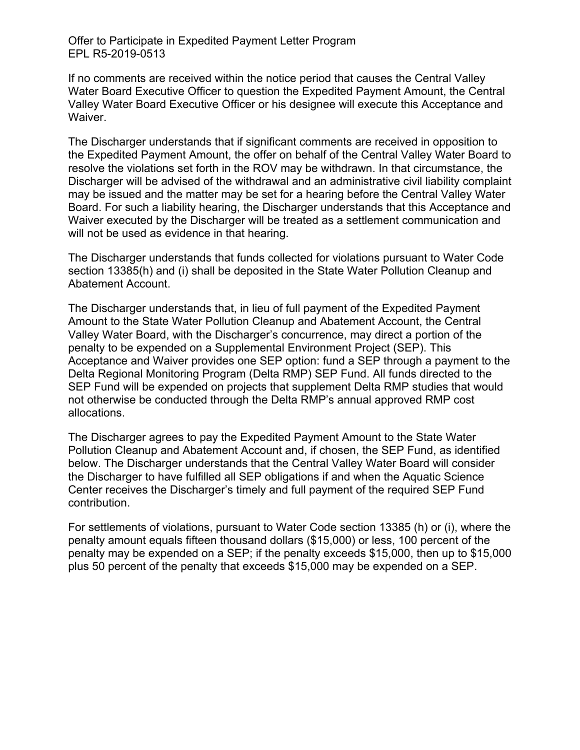If no comments are received within the notice period that causes the Central Valley Water Board Executive Officer to question the Expedited Payment Amount, the Central Valley Water Board Executive Officer or his designee will execute this Acceptance and Waiver.

The Discharger understands that if significant comments are received in opposition to the Expedited Payment Amount, the offer on behalf of the Central Valley Water Board to resolve the violations set forth in the ROV may be withdrawn. In that circumstance, the Discharger will be advised of the withdrawal and an administrative civil liability complaint may be issued and the matter may be set for a hearing before the Central Valley Water Board. For such a liability hearing, the Discharger understands that this Acceptance and Waiver executed by the Discharger will be treated as a settlement communication and will not be used as evidence in that hearing.

The Discharger understands that funds collected for violations pursuant to Water Code section 13385(h) and (i) shall be deposited in the State Water Pollution Cleanup and Abatement Account.

The Discharger understands that, in lieu of full payment of the Expedited Payment Amount to the State Water Pollution Cleanup and Abatement Account, the Central Valley Water Board, with the Discharger's concurrence, may direct a portion of the penalty to be expended on a Supplemental Environment Project (SEP). This Acceptance and Waiver provides one SEP option: fund a SEP through a payment to the Delta Regional Monitoring Program (Delta RMP) SEP Fund. All funds directed to the SEP Fund will be expended on projects that supplement Delta RMP studies that would not otherwise be conducted through the Delta RMP's annual approved RMP cost allocations.

The Discharger agrees to pay the Expedited Payment Amount to the State Water Pollution Cleanup and Abatement Account and, if chosen, the SEP Fund, as identified below. The Discharger understands that the Central Valley Water Board will consider the Discharger to have fulfilled all SEP obligations if and when the Aquatic Science Center receives the Discharger's timely and full payment of the required SEP Fund contribution.

For settlements of violations, pursuant to Water Code section 13385 (h) or (i), where the penalty amount equals fifteen thousand dollars ($15,000) or less, 100 percent of the penalty may be expended on a SEP; if the penalty exceeds $15,000, then up to $15,000 plus 50 percent of the penalty that exceeds $15,000 may be expended on a SEP.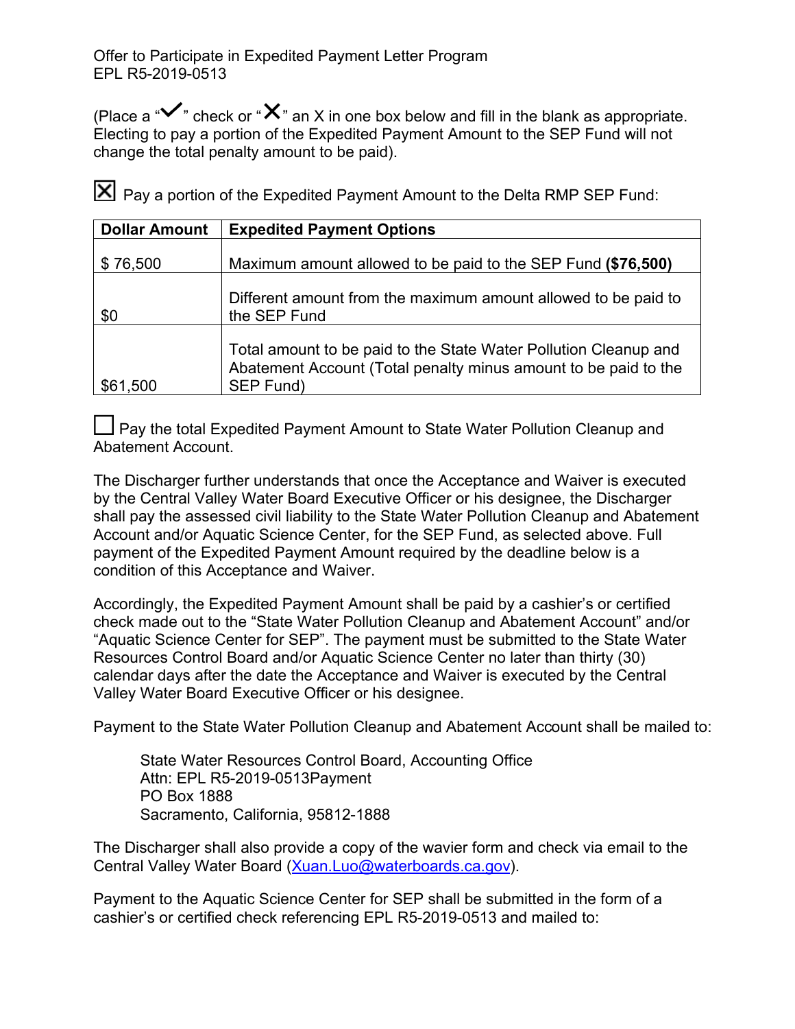Offer to Participate in Expedited Payment Letter Program
EPL R5-2019-0513

(Place a "✓" check or "✕" an X in one box below and fill in the blank as appropriate. Electing to pay a portion of the Expedited Payment Amount to the SEP Fund will not change the total penalty amount to be paid).

☒ Pay a portion of the Expedited Payment Amount to the Delta RMP SEP Fund:

| Dollar Amount | Expedited Payment Options |
|---|---|
| $ 76,500 | Maximum amount allowed to be paid to the SEP Fund **($76,500)** |
| $0 | Different amount from the maximum amount allowed to be paid to the SEP Fund |
| $61,500 | Total amount to be paid to the State Water Pollution Cleanup and Abatement Account (Total penalty minus amount to be paid to the SEP Fund) |

☐ Pay the total Expedited Payment Amount to State Water Pollution Cleanup and Abatement Account.

The Discharger further understands that once the Acceptance and Waiver is executed by the Central Valley Water Board Executive Officer or his designee, the Discharger shall pay the assessed civil liability to the State Water Pollution Cleanup and Abatement Account and/or Aquatic Science Center, for the SEP Fund, as selected above. Full payment of the Expedited Payment Amount required by the deadline below is a condition of this Acceptance and Waiver.

Accordingly, the Expedited Payment Amount shall be paid by a cashier's or certified check made out to the "State Water Pollution Cleanup and Abatement Account" and/or "Aquatic Science Center for SEP". The payment must be submitted to the State Water Resources Control Board and/or Aquatic Science Center no later than thirty (30) calendar days after the date the Acceptance and Waiver is executed by the Central Valley Water Board Executive Officer or his designee.

Payment to the State Water Pollution Cleanup and Abatement Account shall be mailed to:

> State Water Resources Control Board, Accounting Office
> Attn: EPL R5-2019-0513Payment
> PO Box 1888
> Sacramento, California, 95812-1888

The Discharger shall also provide a copy of the wavier form and check via email to the Central Valley Water Board (Xuan.Luo@waterboards.ca.gov).

Payment to the Aquatic Science Center for SEP shall be submitted in the form of a cashier's or certified check referencing EPL R5-2019-0513 and mailed to: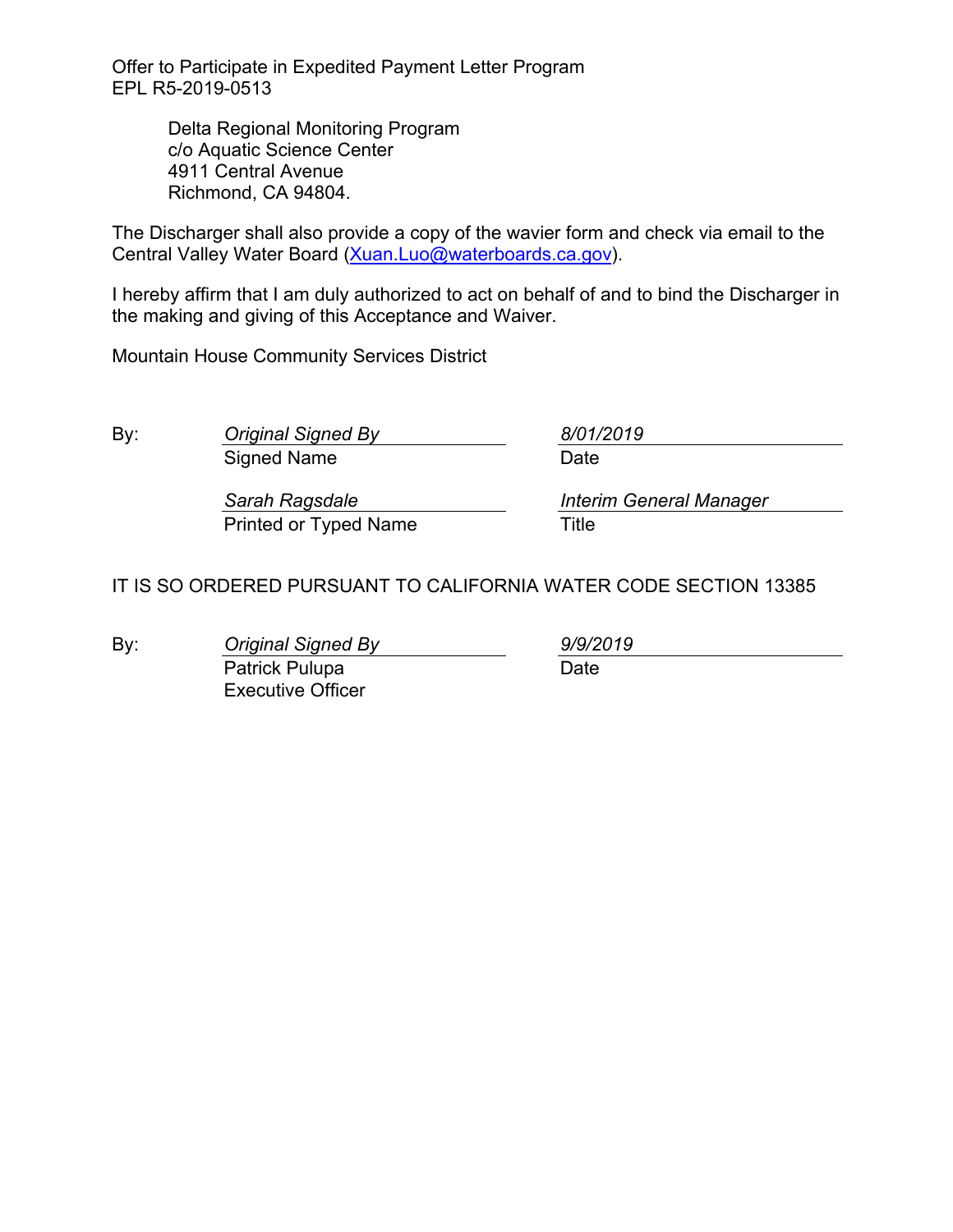Delta Regional Monitoring Program
c/o Aquatic Science Center
4911 Central Avenue
Richmond, CA 94804.

The Discharger shall also provide a copy of the wavier form and check via email to the Central Valley Water Board (Xuan.Luo@waterboards.ca.gov).

I hereby affirm that I am duly authorized to act on behalf of and to bind the Discharger in the making and giving of this Acceptance and Waiver.

Mountain House Community Services District

| | | |
|---|---|---|
| By: | *Original Signed By* | *8/01/2019* |
| | Signed Name | Date |
| | *Sarah Ragsdale* | *Interim General Manager* |
| | Printed or Typed Name | Title |

IT IS SO ORDERED PURSUANT TO CALIFORNIA WATER CODE SECTION 13385

| | | |
|---|---|---|
| By: | *Original Signed By* | *9/9/2019* |
| | Patrick Pulupa<br>Executive Officer | Date |